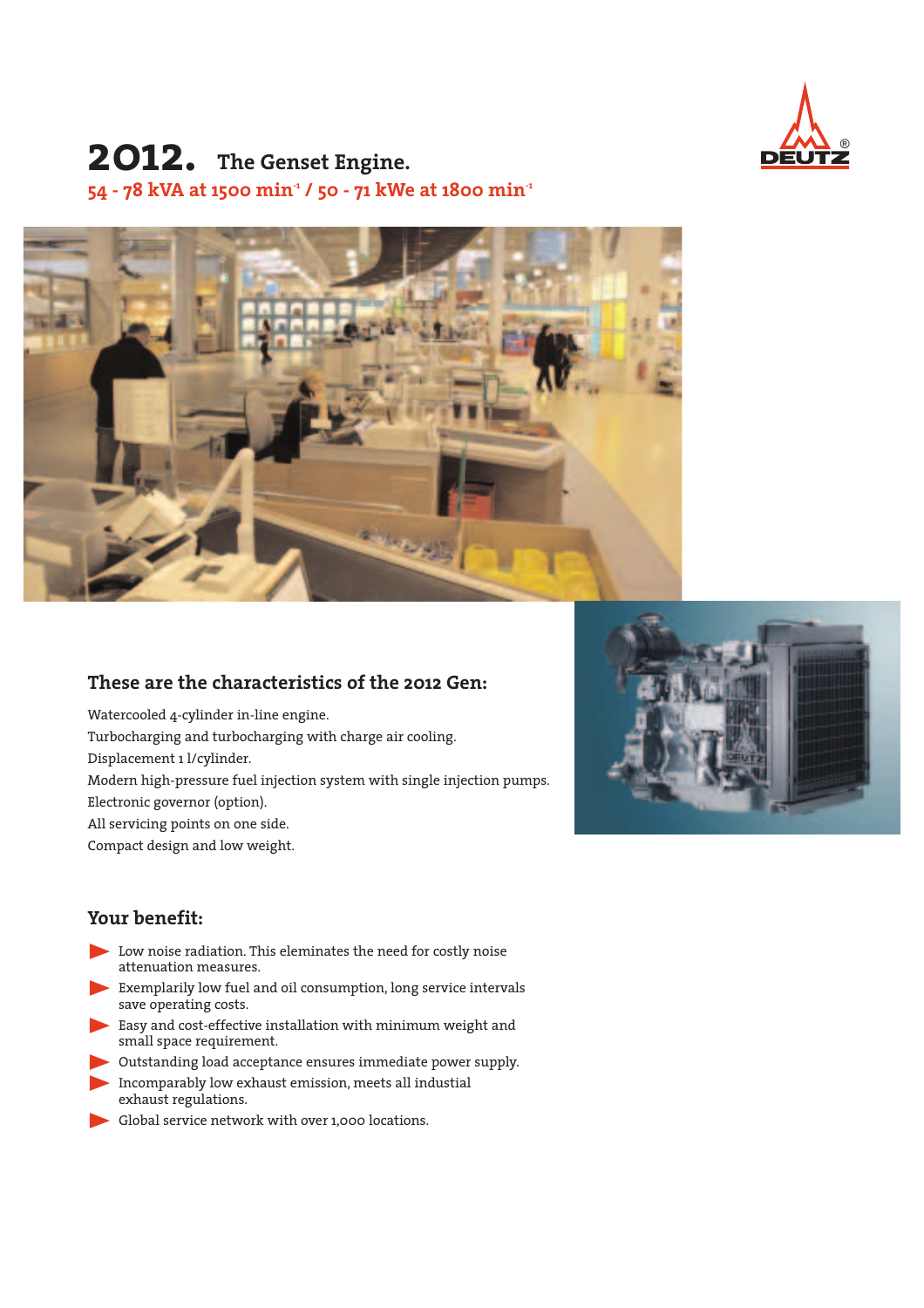# 2012. The Genset Engine.

**54 - 78 kVA at 1500 min$^{-1}$ / 50 - 71 kWe at 1800 min$^{-1}$**

DEUTZ®

## These are the characteristics of the 2012 Gen:

Watercooled 4-cylinder in-line engine.
Turbocharging and turbocharging with charge air cooling.
Displacement 1 l/cylinder.
Modern high-pressure fuel injection system with single injection pumps.
Electronic governor (option).
All servicing points on one side.
Compact design and low weight.

## Your benefit:

- Low noise radiation. This eleminates the need for costly noise attenuation measures.
- Exemplarily low fuel and oil consumption, long service intervals save operating costs.
- Easy and cost-effective installation with minimum weight and small space requirement.
- Outstanding load acceptance ensures immediate power supply.
- Incomparably low exhaust emission, meets all industial exhaust regulations.
- Global service network with over 1,000 locations.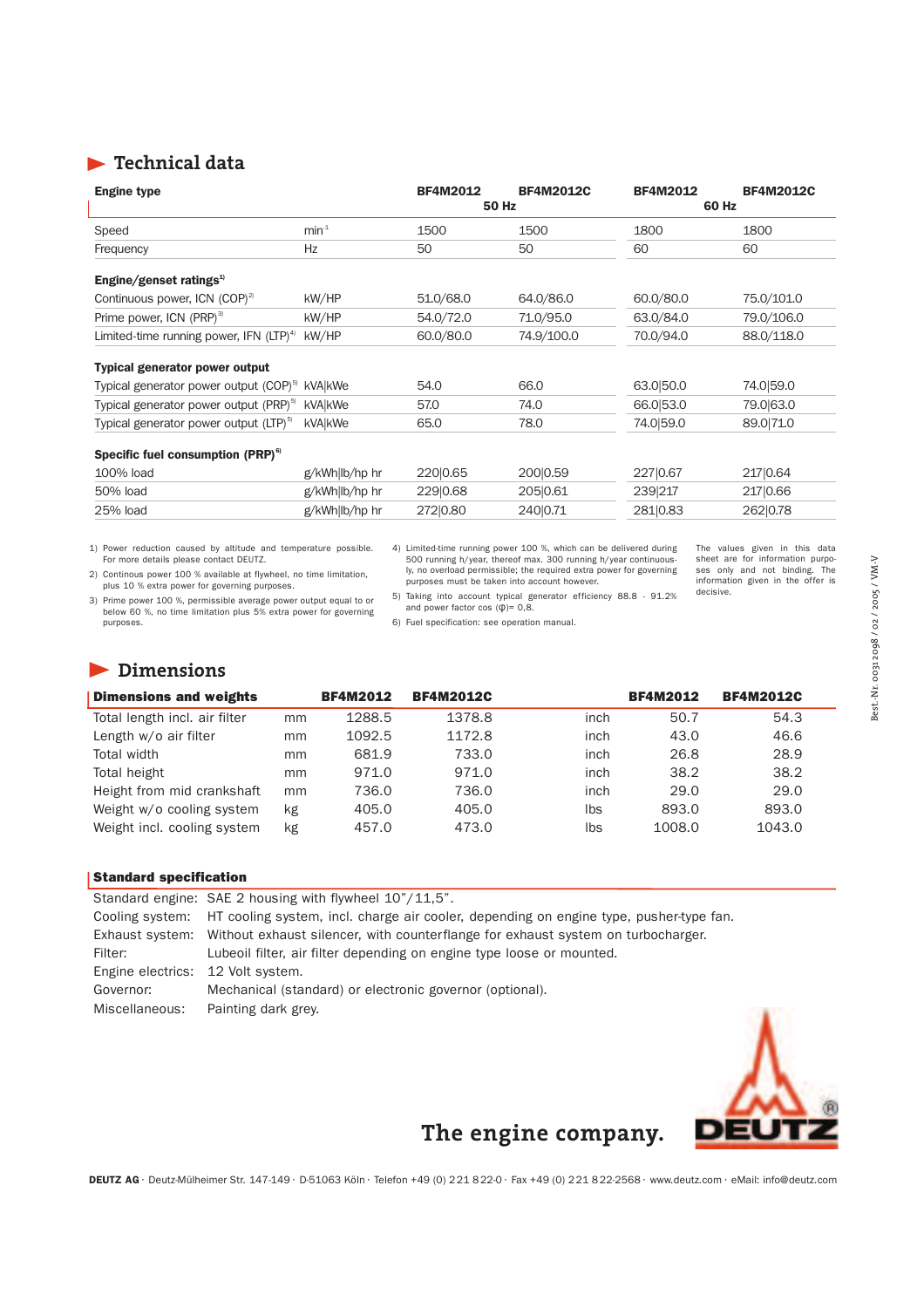## Technical data

| Engine type | | BF4M2012 | BF4M2012C | BF4M2012 | BF4M2012C |
|---|---|---|---|---|---|
| | | 50 Hz | | 60 Hz | |
| Speed | $min^{-1}$ | 1500 | 1500 | 1800 | 1800 |
| Frequency | Hz | 50 | 50 | 60 | 60 |
| **Engine/genset ratings**[1] | | | | | |
| Continuous power, ICN (COP)[2] | kW/HP | 51.0/68.0 | 64.0/86.0 | 60.0/80.0 | 75.0/101.0 |
| Prime power, ICN (PRP)[3] | kW/HP | 54.0/72.0 | 71.0/95.0 | 63.0/84.0 | 79.0/106.0 |
| Limited-time running power, IFN (LTP)[4] | kW/HP | 60.0/80.0 | 74.9/100.0 | 70.0/94.0 | 88.0/118.0 |
| **Typical generator power output** | | | | | |
| Typical generator power output (COP)[5] | kVA\|kWe | 54.0 | 66.0 | 63.0\|50.0 | 74.0\|59.0 |
| Typical generator power output (PRP)[5] | kVA\|kWe | 57.0 | 74.0 | 66.0\|53.0 | 79.0\|63.0 |
| Typical generator power output (LTP)[5] | kVA\|kWe | 65.0 | 78.0 | 74.0\|59.0 | 89.0\|71.0 |
| **Specific fuel consumption (PRP)**[6] | | | | | |
| 100% load | g/kWh\|lb/hp hr | 220\|0.65 | 200\|0.59 | 227\|0.67 | 217\|0.64 |
| 50% load | g/kWh\|lb/hp hr | 229\|0.68 | 205\|0.61 | 239\|217 | 217\|0.66 |
| 25% load | g/kWh\|lb/hp hr | 272\|0.80 | 240\|0.71 | 281\|0.83 | 262\|0.78 |

1) Power reduction caused by altitude and temperature possible. For more details please contact DEUTZ.

2) Continous power 100 % available at flywheel, no time limitation, plus 10 % extra power for governing purposes.

3) Prime power 100 %, permissible average power output equal to or below 60 %, no time limitation plus 5% extra power for governing purposes.

4) Limited-time running power 100 %, which can be delivered during 500 running h/year, thereof max. 300 running h/year continuously, no overload permissible; the required extra power for governing purposes must be taken into account however.

5) Taking into account typical generator efficiency 88.8 - 91.2% and power factor cos (φ)= 0,8.

6) Fuel specification: see operation manual.

The values given in this data sheet are for information purposes only and not binding. The information given in the offer is decisive.

## Dimensions

| Dimensions and weights | | BF4M2012 | BF4M2012C | | BF4M2012 | BF4M2012C |
|---|---|---|---|---|---|---|
| Total length incl. air filter | mm | 1288.5 | 1378.8 | inch | 50.7 | 54.3 |
| Length w/o air filter | mm | 1092.5 | 1172.8 | inch | 43.0 | 46.6 |
| Total width | mm | 681.9 | 733.0 | inch | 26.8 | 28.9 |
| Total height | mm | 971.0 | 971.0 | inch | 38.2 | 38.2 |
| Height from mid crankshaft | mm | 736.0 | 736.0 | inch | 29.0 | 29.0 |
| Weight w/o cooling system | kg | 405.0 | 405.0 | lbs | 893.0 | 893.0 |
| Weight incl. cooling system | kg | 457.0 | 473.0 | lbs | 1008.0 | 1043.0 |

### Standard specification

| | |
|---|---|
| Standard engine: | SAE 2 housing with flywheel 10"/11,5". |
| Cooling system: | HT cooling system, incl. charge air cooler, depending on engine type, pusher-type fan. |
| Exhaust system: | Without exhaust silencer, with counterflange for exhaust system on turbocharger. |
| Filter: | Lubeoil filter, air filter depending on engine type loose or mounted. |
| Engine electrics: | 12 Volt system. |
| Governor: | Mechanical (standard) or electronic governor (optional). |
| Miscellaneous: | Painting dark grey. |

The engine company.

DEUTZ

Best.-Nr. 0031 2098 / 02 / 2005 / VM-V

**DEUTZ AG** · Deutz-Mülheimer Str. 147-149 · D-51063 Köln · Telefon +49 (0) 221 822-0 · Fax +49 (0) 221 822-2568 · www.deutz.com · eMail: info@deutz.com